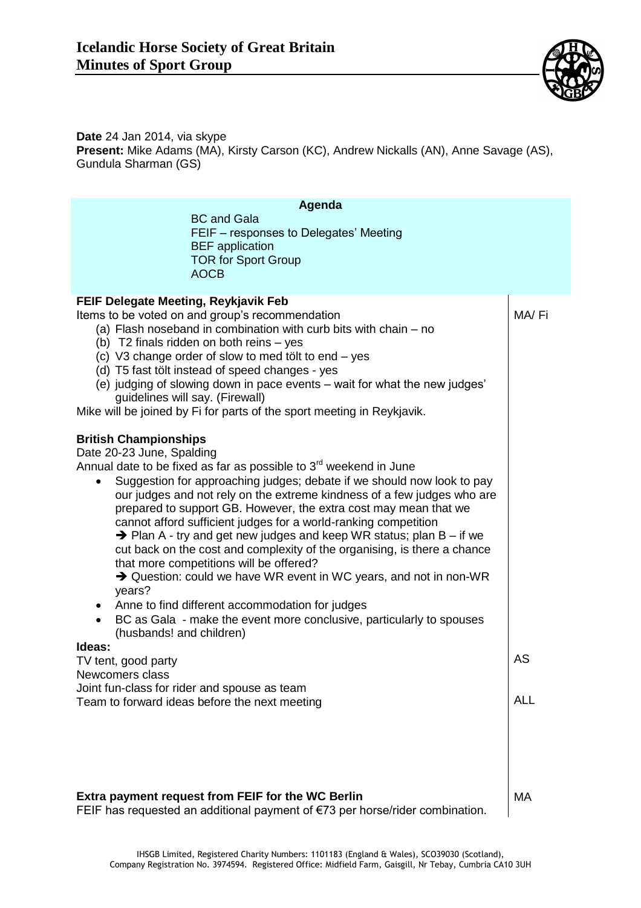# Icelandic Horse Society of Great Britain
## Minutes of Sport Group

**Date** 24 Jan 2014, via skype
**Present:** Mike Adams (MA), Kirsty Carson (KC), Andrew Nickalls (AN), Anne Savage (AS), Gundula Sharman (GS)

**Agenda**

- BC and Gala
- FEIF – responses to Delegates' Meeting
- BEF application
- TOR for Sport Group
- AOCB

| | |
|---|---|
| **FEIF Delegate Meeting, Reykjavik Feb**<br>Items to be voted on and group's recommendation<br>(a) Flash noseband in combination with curb bits with chain – no<br>(b) T2 finals ridden on both reins – yes<br>(c) V3 change order of slow to med tölt to end – yes<br>(d) T5 fast tölt instead of speed changes - yes<br>(e) judging of slowing down in pace events – wait for what the new judges' guidelines will say. (Firewall)<br>Mike will be joined by Fi for parts of the sport meeting in Reykjavik. | MA/ Fi |
| **British Championships**<br>Date 20-23 June, Spalding<br>Annual date to be fixed as far as possible to 3rd weekend in June<br>• Suggestion for approaching judges; debate if we should now look to pay our judges and not rely on the extreme kindness of a few judges who are prepared to support GB. However, the extra cost may mean that we cannot afford sufficient judges for a world-ranking competition<br>→ Plan A - try and get new judges and keep WR status; plan B – if we cut back on the cost and complexity of the organising, is there a chance that more competitions will be offered?<br>→ Question: could we have WR event in WC years, and not in non-WR years?<br>• Anne to find different accommodation for judges<br>• BC as Gala - make the event more conclusive, particularly to spouses (husbands! and children)<br>**Ideas:**<br>TV tent, good party<br>Newcomers class<br>Joint fun-class for rider and spouse as team<br>Team to forward ideas before the next meeting | AS<br><br>ALL |
| **Extra payment request from FEIF for the WC Berlin**<br>FEIF has requested an additional payment of €73 per horse/rider combination. | MA |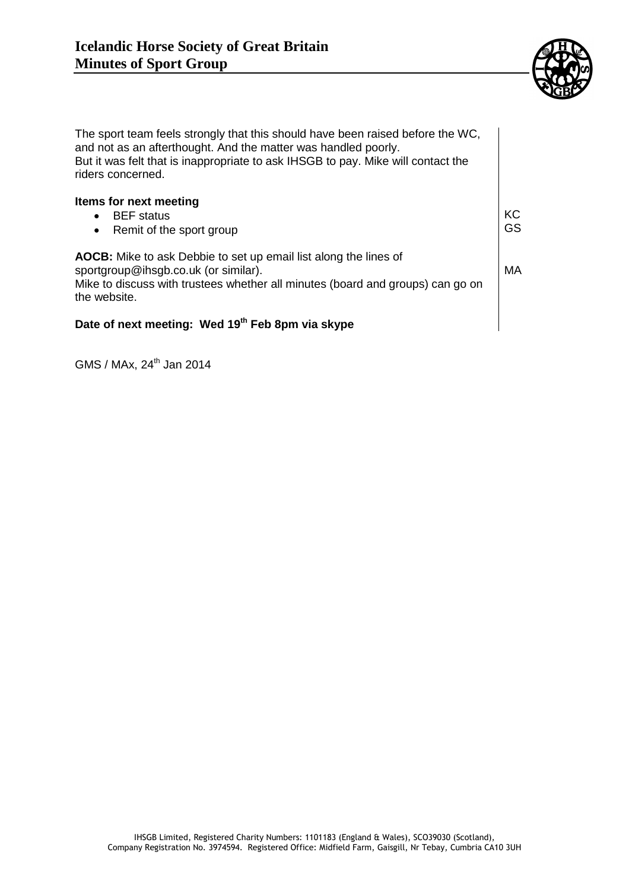The sport team feels strongly that this should have been raised before the WC, and not as an afterthought. And the matter was handled poorly.
But it was felt that is inappropriate to ask IHSGB to pay. Mike will contact the riders concerned.

**Items for next meeting**

- BEF status — KC
- Remit of the sport group — GS

**AOCB:** Mike to ask Debbie to set up email list along the lines of sportgroup@ihsgb.co.uk (or similar). — MA
Mike to discuss with trustees whether all minutes (board and groups) can go on the website.

**Date of next meeting: Wed 19th Feb 8pm via skype**

GMS / MAx, 24th Jan 2014